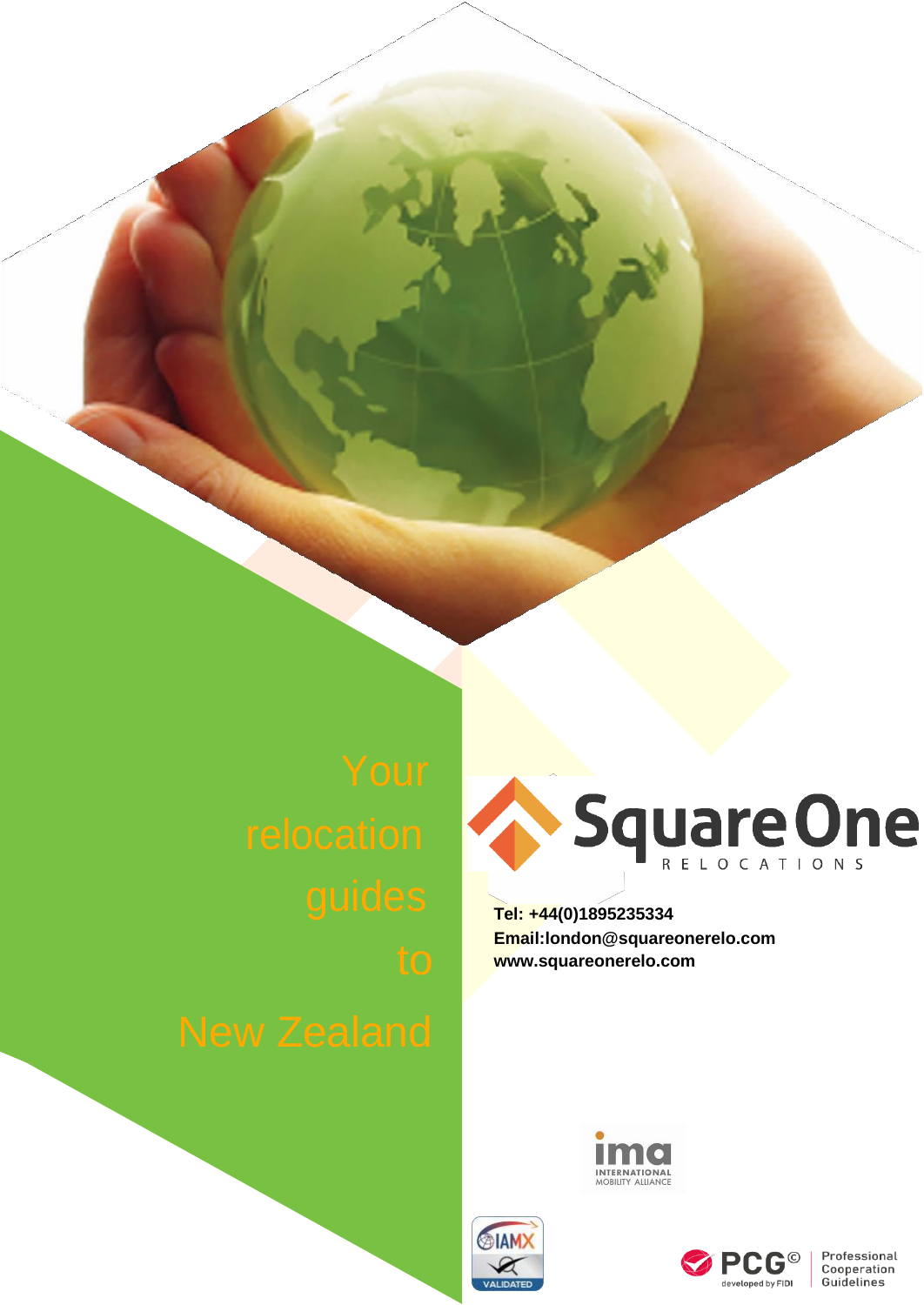# Your relocation guides to New Zealand

Square One RELOCATIONS

**Tel: +44(0)1895235334**
**Email:london@squareonerelo.com**
**www.squareonerelo.com**

ima INTERNATIONAL MOBILITY ALLIANCE

IAMX VALIDATED

PCG© developed by FIDI Professional Cooperation Guidelines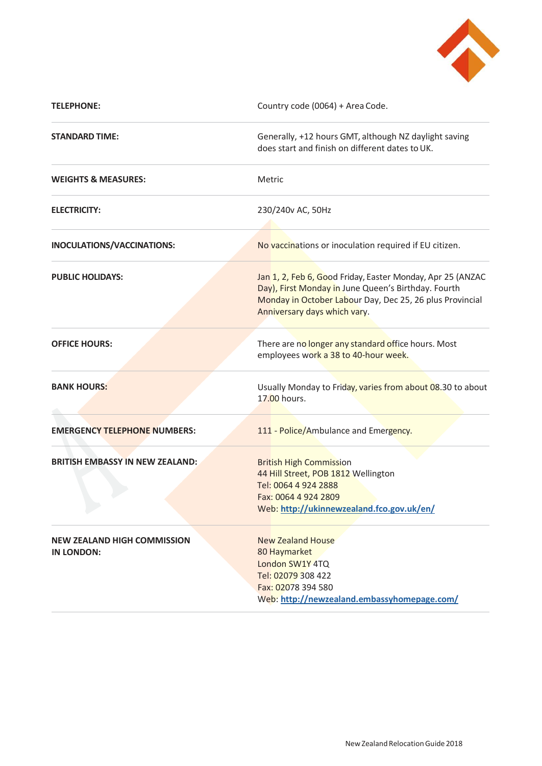| | |
|---|---|
| **TELEPHONE:** | Country code (0064) + Area Code. |
| **STANDARD TIME:** | Generally, +12 hours GMT, although NZ daylight saving does start and finish on different dates to UK. |
| **WEIGHTS & MEASURES:** | Metric |
| **ELECTRICITY:** | 230/240v AC, 50Hz |
| **INOCULATIONS/VACCINATIONS:** | No vaccinations or inoculation required if EU citizen. |
| **PUBLIC HOLIDAYS:** | Jan 1, 2, Feb 6, Good Friday, Easter Monday, Apr 25 (ANZAC Day), First Monday in June Queen's Birthday. Fourth Monday in October Labour Day, Dec 25, 26 plus Provincial Anniversary days which vary. |
| **OFFICE HOURS:** | There are no longer any standard office hours. Most employees work a 38 to 40-hour week. |
| **BANK HOURS:** | Usually Monday to Friday, varies from about 08.30 to about 17.00 hours. |
| **EMERGENCY TELEPHONE NUMBERS:** | 111 - Police/Ambulance and Emergency. |
| **BRITISH EMBASSY IN NEW ZEALAND:** | British High Commission<br>44 Hill Street, POB 1812 Wellington<br>Tel: 0064 4 924 2888<br>Fax: 0064 4 924 2809<br>Web: http://ukinnewzealand.fco.gov.uk/en/ |
| **NEW ZEALAND HIGH COMMISSION IN LONDON:** | New Zealand House<br>80 Haymarket<br>London SW1Y 4TQ<br>Tel: 02079 308 422<br>Fax: 02078 394 580<br>Web: http://newzealand.embassyhomepage.com/ |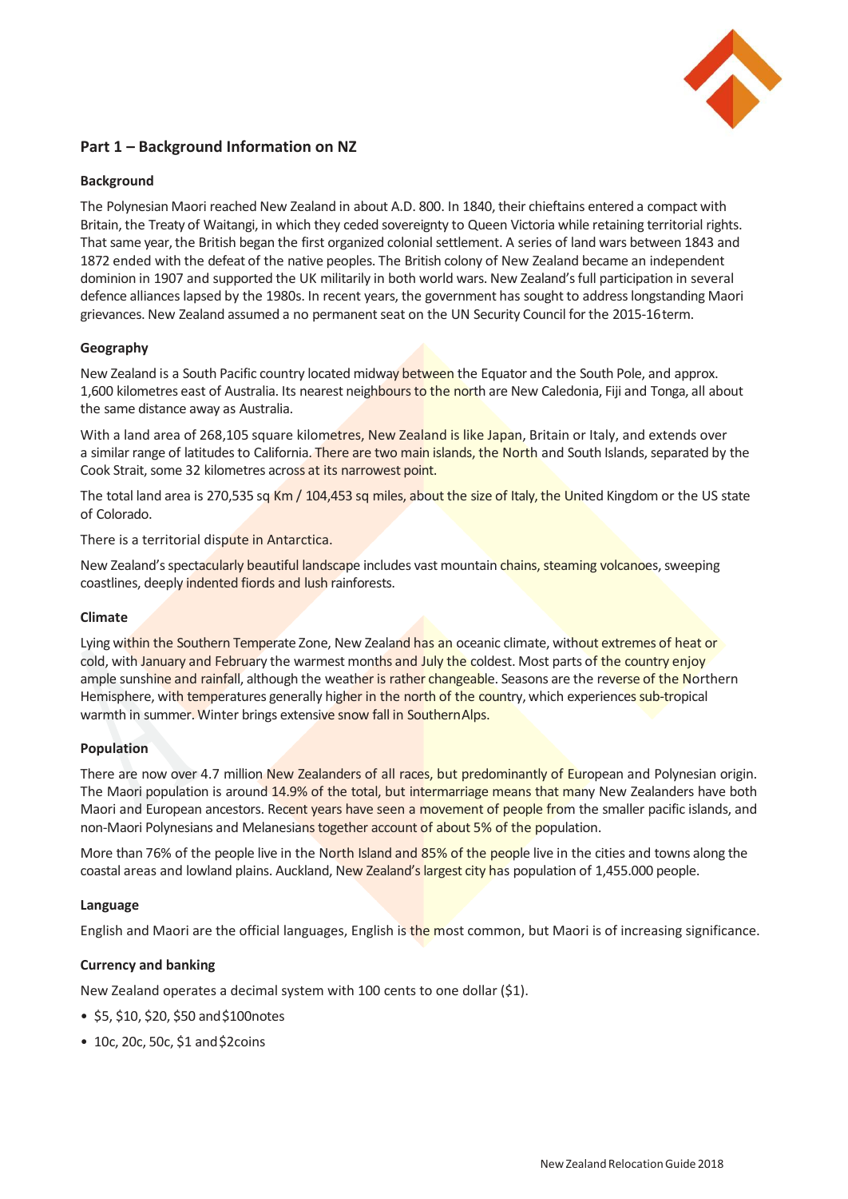## Part 1 – Background Information on NZ

### Background

The Polynesian Maori reached New Zealand in about A.D. 800. In 1840, their chieftains entered a compact with Britain, the Treaty of Waitangi, in which they ceded sovereignty to Queen Victoria while retaining territorial rights. That same year, the British began the first organized colonial settlement. A series of land wars between 1843 and 1872 ended with the defeat of the native peoples. The British colony of New Zealand became an independent dominion in 1907 and supported the UK militarily in both world wars. New Zealand's full participation in several defence alliances lapsed by the 1980s. In recent years, the government has sought to address longstanding Maori grievances. New Zealand assumed a no permanent seat on the UN Security Council for the 2015-16 term.

### Geography

New Zealand is a South Pacific country located midway between the Equator and the South Pole, and approx. 1,600 kilometres east of Australia. Its nearest neighbours to the north are New Caledonia, Fiji and Tonga, all about the same distance away as Australia.

With a land area of 268,105 square kilometres, New Zealand is like Japan, Britain or Italy, and extends over a similar range of latitudes to California. There are two main islands, the North and South Islands, separated by the Cook Strait, some 32 kilometres across at its narrowest point.

The total land area is 270,535 sq Km / 104,453 sq miles, about the size of Italy, the United Kingdom or the US state of Colorado.

There is a territorial dispute in Antarctica.

New Zealand's spectacularly beautiful landscape includes vast mountain chains, steaming volcanoes, sweeping coastlines, deeply indented fiords and lush rainforests.

### Climate

Lying within the Southern Temperate Zone, New Zealand has an oceanic climate, without extremes of heat or cold, with January and February the warmest months and July the coldest. Most parts of the country enjoy ample sunshine and rainfall, although the weather is rather changeable. Seasons are the reverse of the Northern Hemisphere, with temperatures generally higher in the north of the country, which experiences sub-tropical warmth in summer. Winter brings extensive snow fall in Southern Alps.

### Population

There are now over 4.7 million New Zealanders of all races, but predominantly of European and Polynesian origin. The Maori population is around 14.9% of the total, but intermarriage means that many New Zealanders have both Maori and European ancestors. Recent years have seen a movement of people from the smaller pacific islands, and non-Maori Polynesians and Melanesians together account of about 5% of the population.

More than 76% of the people live in the North Island and 85% of the people live in the cities and towns along the coastal areas and lowland plains. Auckland, New Zealand's largest city has population of 1,455.000 people.

### Language

English and Maori are the official languages, English is the most common, but Maori is of increasing significance.

### Currency and banking

New Zealand operates a decimal system with 100 cents to one dollar ($1).

- $5, $10, $20, $50 and $100 notes
- 10c, 20c, 50c, $1 and $2 coins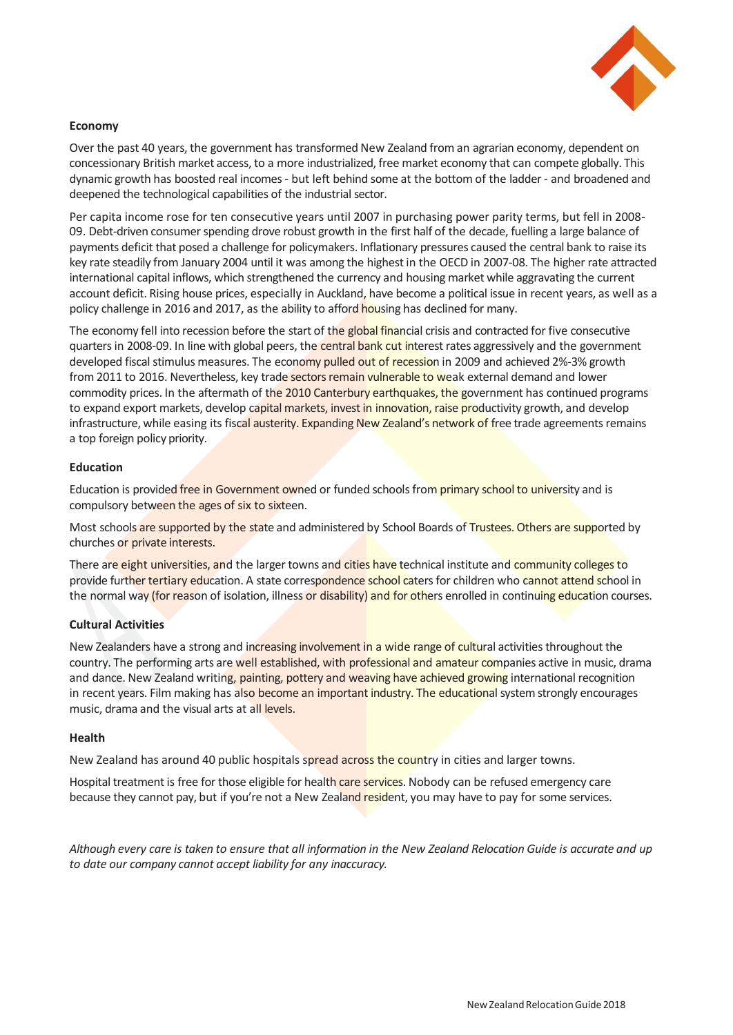**Economy**

Over the past 40 years, the government has transformed New Zealand from an agrarian economy, dependent on concessionary British market access, to a more industrialized, free market economy that can compete globally. This dynamic growth has boosted real incomes - but left behind some at the bottom of the ladder - and broadened and deepened the technological capabilities of the industrial sector.

Per capita income rose for ten consecutive years until 2007 in purchasing power parity terms, but fell in 2008-09. Debt-driven consumer spending drove robust growth in the first half of the decade, fuelling a large balance of payments deficit that posed a challenge for policymakers. Inflationary pressures caused the central bank to raise its key rate steadily from January 2004 until it was among the highest in the OECD in 2007-08. The higher rate attracted international capital inflows, which strengthened the currency and housing market while aggravating the current account deficit. Rising house prices, especially in Auckland, have become a political issue in recent years, as well as a policy challenge in 2016 and 2017, as the ability to afford housing has declined for many.

The economy fell into recession before the start of the global financial crisis and contracted for five consecutive quarters in 2008-09. In line with global peers, the central bank cut interest rates aggressively and the government developed fiscal stimulus measures. The economy pulled out of recession in 2009 and achieved 2%-3% growth from 2011 to 2016. Nevertheless, key trade sectors remain vulnerable to weak external demand and lower commodity prices. In the aftermath of the 2010 Canterbury earthquakes, the government has continued programs to expand export markets, develop capital markets, invest in innovation, raise productivity growth, and develop infrastructure, while easing its fiscal austerity. Expanding New Zealand's network of free trade agreements remains a top foreign policy priority.

**Education**

Education is provided free in Government owned or funded schools from primary school to university and is compulsory between the ages of six to sixteen.

Most schools are supported by the state and administered by School Boards of Trustees. Others are supported by churches or private interests.

There are eight universities, and the larger towns and cities have technical institute and community colleges to provide further tertiary education. A state correspondence school caters for children who cannot attend school in the normal way (for reason of isolation, illness or disability) and for others enrolled in continuing education courses.

**Cultural Activities**

New Zealanders have a strong and increasing involvement in a wide range of cultural activities throughout the country. The performing arts are well established, with professional and amateur companies active in music, drama and dance. New Zealand writing, painting, pottery and weaving have achieved growing international recognition in recent years. Film making has also become an important industry. The educational system strongly encourages music, drama and the visual arts at all levels.

**Health**

New Zealand has around 40 public hospitals spread across the country in cities and larger towns.

Hospital treatment is free for those eligible for health care services. Nobody can be refused emergency care because they cannot pay, but if you're not a New Zealand resident, you may have to pay for some services.

*Although every care is taken to ensure that all information in the New Zealand Relocation Guide is accurate and up to date our company cannot accept liability for any inaccuracy.*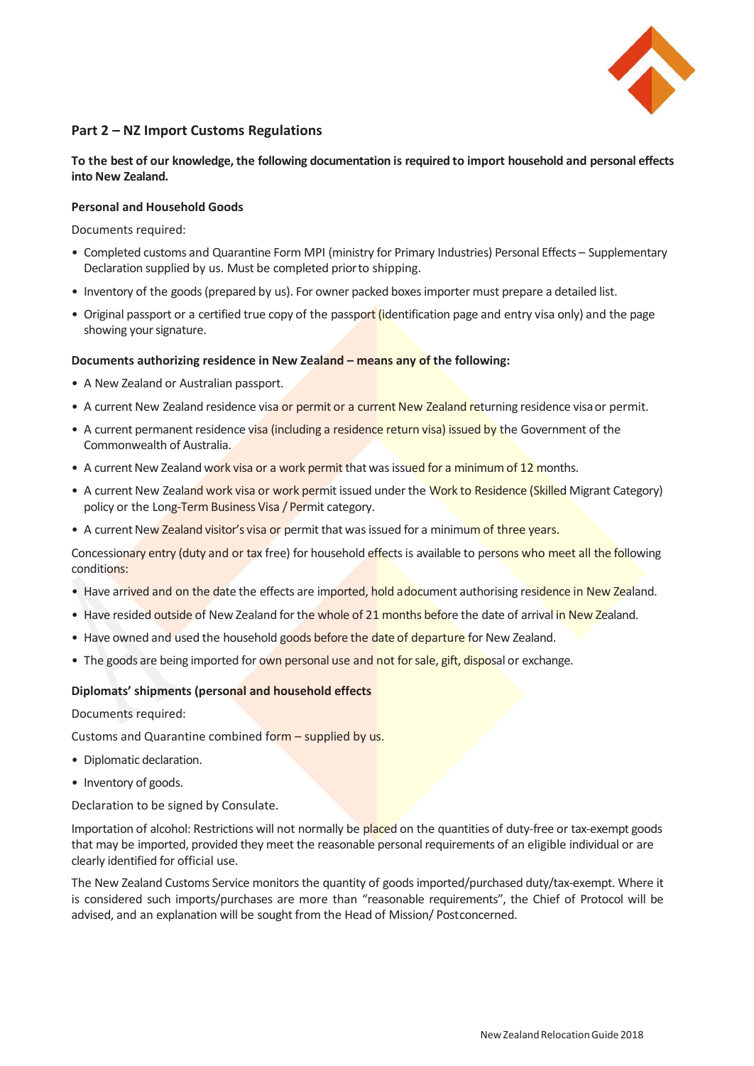## Part 2 – NZ Import Customs Regulations

**To the best of our knowledge, the following documentation is required to import household and personal effects into New Zealand.**

### Personal and Household Goods

Documents required:

- Completed customs and Quarantine Form MPI (ministry for Primary Industries) Personal Effects – Supplementary Declaration supplied by us. Must be completed prior to shipping.
- Inventory of the goods (prepared by us). For owner packed boxes importer must prepare a detailed list.
- Original passport or a certified true copy of the passport (identification page and entry visa only) and the page showing your signature.

**Documents authorizing residence in New Zealand – means any of the following:**

- A New Zealand or Australian passport.
- A current New Zealand residence visa or permit or a current New Zealand returning residence visa or permit.
- A current permanent residence visa (including a residence return visa) issued by the Government of the Commonwealth of Australia.
- A current New Zealand work visa or a work permit that was issued for a minimum of 12 months.
- A current New Zealand work visa or work permit issued under the Work to Residence (Skilled Migrant Category) policy or the Long-Term Business Visa / Permit category.
- A current New Zealand visitor's visa or permit that was issued for a minimum of three years.

Concessionary entry (duty and or tax free) for household effects is available to persons who meet all the following conditions:

- Have arrived and on the date the effects are imported, hold a document authorising residence in New Zealand.
- Have resided outside of New Zealand for the whole of 21 months before the date of arrival in New Zealand.
- Have owned and used the household goods before the date of departure for New Zealand.
- The goods are being imported for own personal use and not for sale, gift, disposal or exchange.

### Diplomats' shipments (personal and household effects

Documents required:

Customs and Quarantine combined form – supplied by us.

- Diplomatic declaration.
- Inventory of goods.

Declaration to be signed by Consulate.

Importation of alcohol: Restrictions will not normally be placed on the quantities of duty-free or tax-exempt goods that may be imported, provided they meet the reasonable personal requirements of an eligible individual or are clearly identified for official use.

The New Zealand Customs Service monitors the quantity of goods imported/purchased duty/tax-exempt. Where it is considered such imports/purchases are more than "reasonable requirements", the Chief of Protocol will be advised, and an explanation will be sought from the Head of Mission/ Post concerned.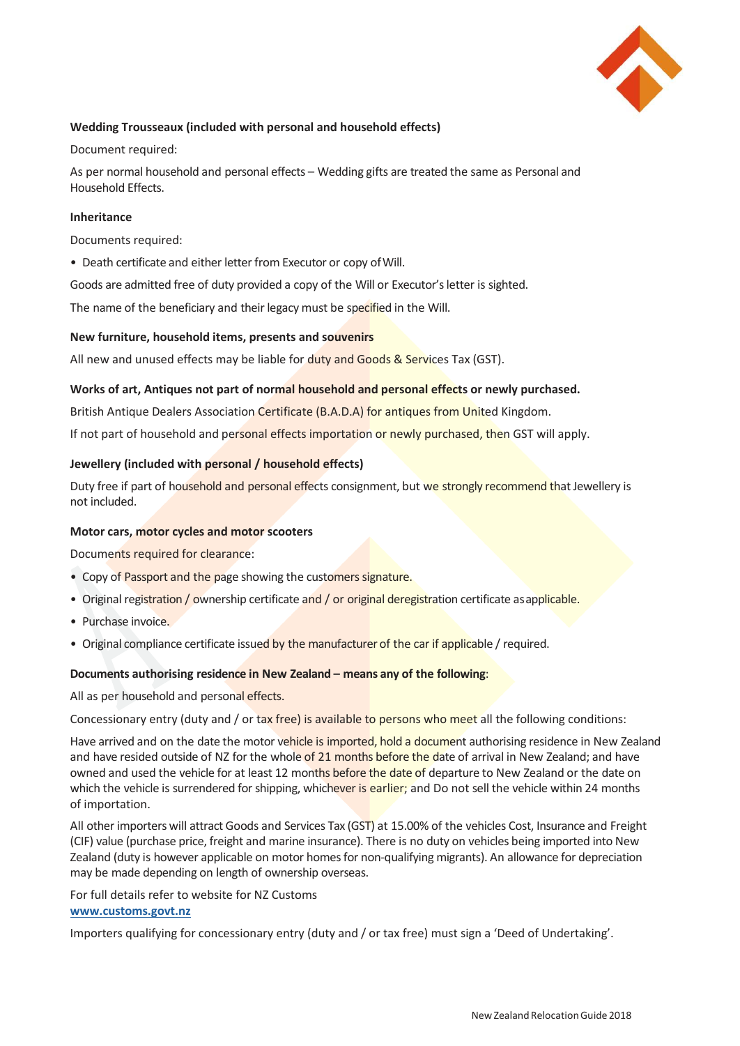**Wedding Trousseaux (included with personal and household effects)**

Document required:

As per normal household and personal effects – Wedding gifts are treated the same as Personal and Household Effects.

**Inheritance**

Documents required:

- Death certificate and either letter from Executor or copy of Will.

Goods are admitted free of duty provided a copy of the Will or Executor's letter is sighted.

The name of the beneficiary and their legacy must be specified in the Will.

**New furniture, household items, presents and souvenirs**

All new and unused effects may be liable for duty and Goods & Services Tax (GST).

**Works of art, Antiques not part of normal household and personal effects or newly purchased.**

British Antique Dealers Association Certificate (B.A.D.A) for antiques from United Kingdom.

If not part of household and personal effects importation or newly purchased, then GST will apply.

**Jewellery (included with personal / household effects)**

Duty free if part of household and personal effects consignment, but we strongly recommend that Jewellery is not included.

**Motor cars, motor cycles and motor scooters**

Documents required for clearance:

- Copy of Passport and the page showing the customers signature.
- Original registration / ownership certificate and / or original deregistration certificate as applicable.
- Purchase invoice.
- Original compliance certificate issued by the manufacturer of the car if applicable / required.

**Documents authorising residence in New Zealand – means any of the following**:

All as per household and personal effects.

Concessionary entry (duty and / or tax free) is available to persons who meet all the following conditions:

Have arrived and on the date the motor vehicle is imported, hold a document authorising residence in New Zealand and have resided outside of NZ for the whole of 21 months before the date of arrival in New Zealand; and have owned and used the vehicle for at least 12 months before the date of departure to New Zealand or the date on which the vehicle is surrendered for shipping, whichever is earlier; and Do not sell the vehicle within 24 months of importation.

All other importers will attract Goods and Services Tax (GST) at 15.00% of the vehicles Cost, Insurance and Freight (CIF) value (purchase price, freight and marine insurance). There is no duty on vehicles being imported into New Zealand (duty is however applicable on motor homes for non-qualifying migrants). An allowance for depreciation may be made depending on length of ownership overseas.

For full details refer to website for NZ Customs
**www.customs.govt.nz**

Importers qualifying for concessionary entry (duty and / or tax free) must sign a 'Deed of Undertaking'.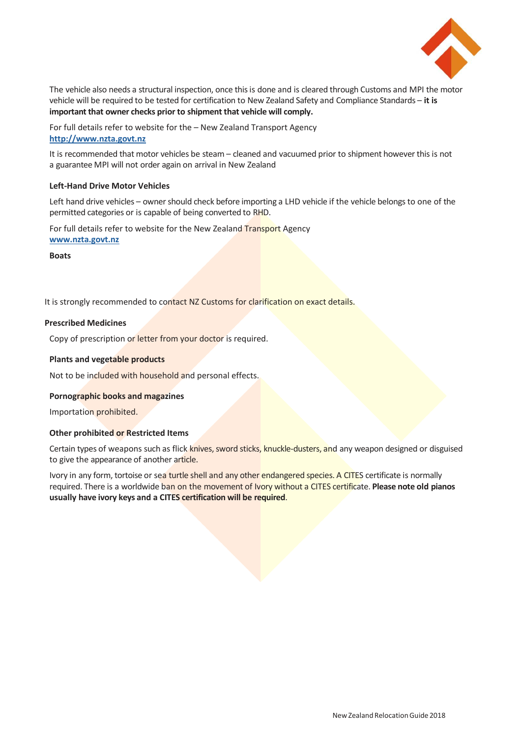The vehicle also needs a structural inspection, once this is done and is cleared through Customs and MPI the motor vehicle will be required to be tested for certification to New Zealand Safety and Compliance Standards – **it is important that owner checks prior to shipment that vehicle will comply.**

For full details refer to website for the – New Zealand Transport Agency
[http://www.nzta.govt.nz](http://www.nzta.govt.nz)

It is recommended that motor vehicles be steam – cleaned and vacuumed prior to shipment however this is not a guarantee MPI will not order again on arrival in New Zealand

### Left-Hand Drive Motor Vehicles

Left hand drive vehicles – owner should check before importing a LHD vehicle if the vehicle belongs to one of the permitted categories or is capable of being converted to RHD.

For full details refer to website for the New Zealand Transport Agency
[www.nzta.govt.nz](http://www.nzta.govt.nz)

### Boats

It is strongly recommended to contact NZ Customs for clarification on exact details.

### Prescribed Medicines

Copy of prescription or letter from your doctor is required.

### Plants and vegetable products

Not to be included with household and personal effects.

### Pornographic books and magazines

Importation prohibited.

### Other prohibited or Restricted Items

Certain types of weapons such as flick knives, sword sticks, knuckle-dusters, and any weapon designed or disguised to give the appearance of another article.

Ivory in any form, tortoise or sea turtle shell and any other endangered species. A CITES certificate is normally required. There is a worldwide ban on the movement of Ivory without a CITES certificate. **Please note old pianos usually have ivory keys and a CITES certification will be required**.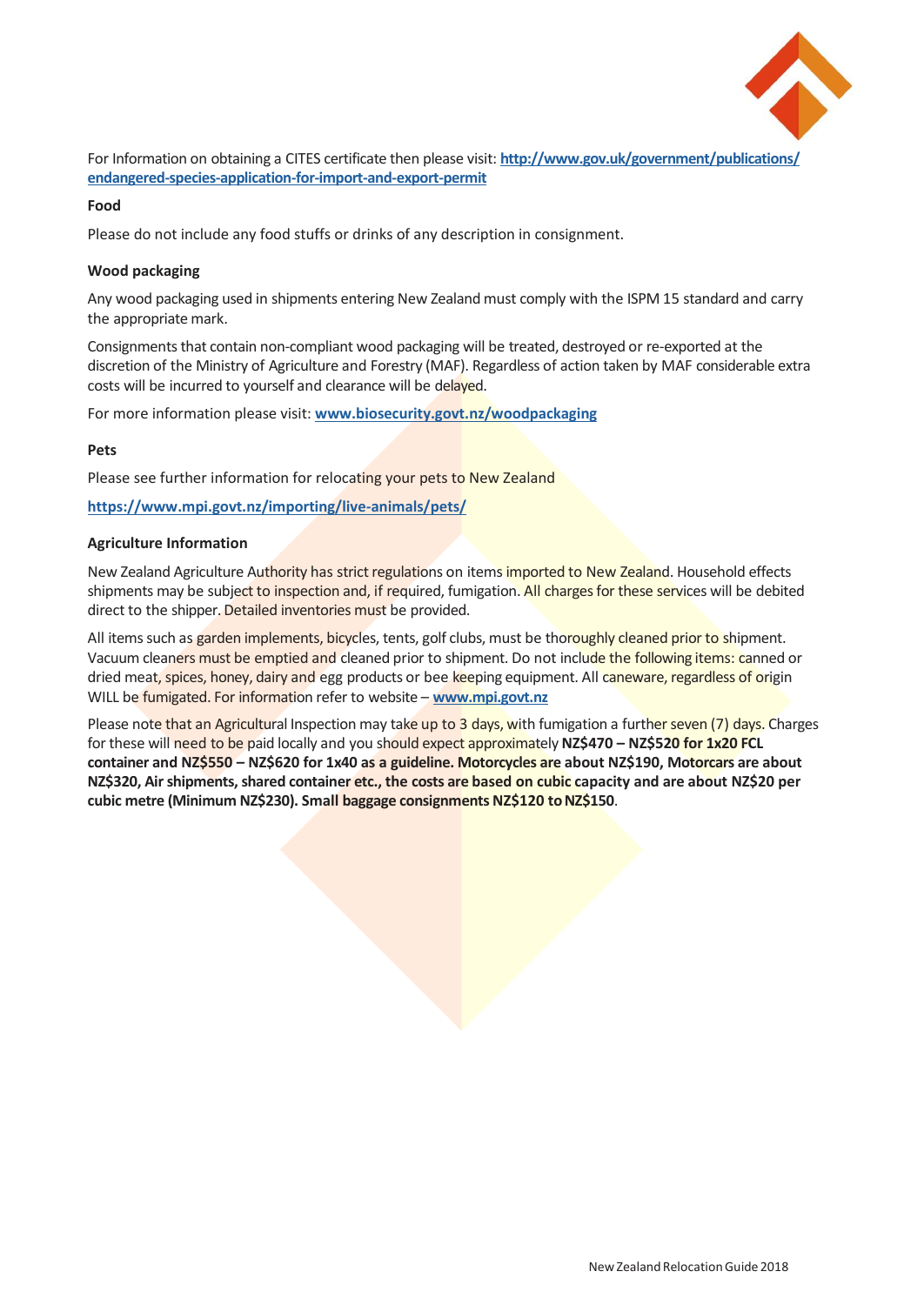For Information on obtaining a CITES certificate then please visit: **[http://www.gov.uk/government/publications/endangered-species-application-for-import-and-export-permit](http://www.gov.uk/government/publications/endangered-species-application-for-import-and-export-permit)**

**Food**

Please do not include any food stuffs or drinks of any description in consignment.

**Wood packaging**

Any wood packaging used in shipments entering New Zealand must comply with the ISPM 15 standard and carry the appropriate mark.

Consignments that contain non-compliant wood packaging will be treated, destroyed or re-exported at the discretion of the Ministry of Agriculture and Forestry (MAF). Regardless of action taken by MAF considerable extra costs will be incurred to yourself and clearance will be delayed.

For more information please visit: **[www.biosecurity.govt.nz/woodpackaging](http://www.biosecurity.govt.nz/woodpackaging)**

**Pets**

Please see further information for relocating your pets to New Zealand

**[https://www.mpi.govt.nz/importing/live-animals/pets/](https://www.mpi.govt.nz/importing/live-animals/pets/)**

**Agriculture Information**

New Zealand Agriculture Authority has strict regulations on items imported to New Zealand. Household effects shipments may be subject to inspection and, if required, fumigation. All charges for these services will be debited direct to the shipper. Detailed inventories must be provided.

All items such as garden implements, bicycles, tents, golf clubs, must be thoroughly cleaned prior to shipment. Vacuum cleaners must be emptied and cleaned prior to shipment. Do not include the following items: canned or dried meat, spices, honey, dairy and egg products or bee keeping equipment. All caneware, regardless of origin WILL be fumigated. For information refer to website – **[www.mpi.govt.nz](http://www.mpi.govt.nz)**

Please note that an Agricultural Inspection may take up to 3 days, with fumigation a further seven (7) days. Charges for these will need to be paid locally and you should expect approximately **NZ$470 – NZ$520 for 1x20 FCL container and NZ$550 – NZ$620 for 1x40 as a guideline. Motorcycles are about NZ$190, Motorcars are about NZ$320, Air shipments, shared container etc., the costs are based on cubic capacity and are about NZ$20 per cubic metre (Minimum NZ$230). Small baggage consignments NZ$120 to NZ$150**.